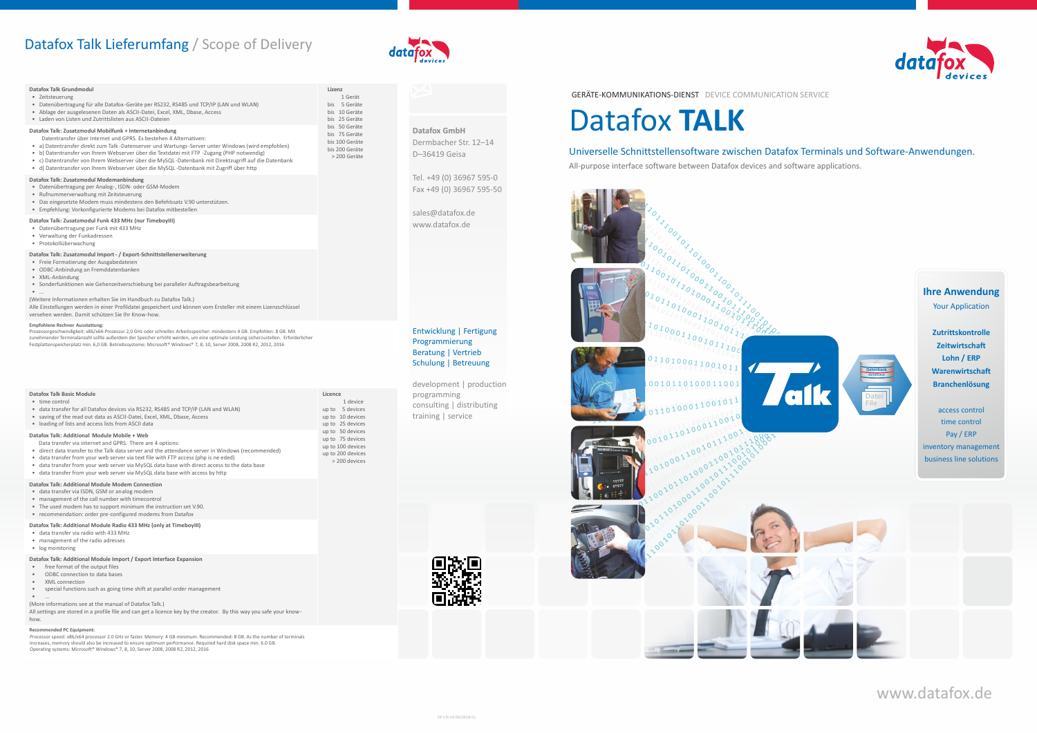# Datafox Talk Lieferumfang / Scope of Delivery

**Datafox Talk Grundmodul**

- Zeitsteuerung
- Datenübertragung für alle Datafox-Geräte per RS232, RS485 und TCP/IP (LAN und WLAN)
- Ablage der ausgelesenen Daten als ASCII-Datei, Excel, XML, Dbase, Access
- Laden von Listen und Zutrittslisten aus ASCII-Dateien

**Datafox Talk: Zusatzmodul Mobilfunk + Internetanbindung**

Datentransfer über Internet und GPRS. Es bestehen 4 Alternativen:

- a) Datentransfer direkt zum Talk-Datenserver und Wartungs-Server unter Windows (wird empfohlen)
- b) Datentransfer von Ihrem Webserver über die Textdatei mit FTP -Zugang (PHP notwendig)
- c) Datentransfer von Ihrem Webserver über die MySQL-Datenbank mit Direktzugriff auf die Datenbank
- d) Datentransfer von Ihrem Webserver über die MySQL-Datenbank mit Zugriff über http

**Datafox Talk: Zusatzmodul Modemanbindung**

- Datenübertragung per Analog-, ISDN- oder GSM-Modem
- Rufnummerverwaltung mit Zeitsteuerung
- Das eingesetzte Modem muss mindestens den Befehlssatz V.90 unterstützen.
- Empfehlung: Vorkonfigurierte Modems bei Datafox mitbestellen

**Datafox Talk: Zusatzmodul Funk 433 MHz (nur TimeboyIII)**

- Datenübertragung per Funk mit 433 MHz
- Verwaltung der Funkadressen
- Protokollüberwachung

**Datafox Talk: Zusatzmodul Import - / Export-Schnittstellenerweiterung**

- Freie Formatierung der Ausgabedateien
- ODBC-Anbindung an Fremddatenbanken
- XML-Anbindung
- Sonderfunktionen wie Gehenzeitverschiebung bei paralleler Auftragsbearbeitung
- ...

(Weitere Informationen erhalten Sie im Handbuch zu Datafox Talk.)
Alle Einstellungen werden in einer Profildatei gespeichert und können vom Ersteller mit einem Lizenzschlüssel versehen werden. Damit schützen Sie Ihr Know-how.

**Empfohlene Rechner Ausstattung:**
Prozessorgeschwindigkeit: x86/x64-Prozessor 2,0 GHz oder schneller. Arbeitsspeicher: mindestens 4 GB. Empfohlen: 8 GB. Mit zunehmender Terminalanzahl sollte außerdem der Speicher erhöht werden, um eine optimale Leistung sicherzustellen. Erforderlicher Festplattenspeicherplatz min. 6,0 GB. Betriebssysteme: Microsoft® Windows® 7, 8, 10, Server 2008, 2008 R2, 2012, 2016

| Lizenz |
|---|
| 1 Gerät |
| bis 5 Geräte |
| bis 10 Geräte |
| bis 25 Geräte |
| bis 50 Geräte |
| bis 75 Geräte |
| bis 100 Geräte |
| bis 200 Geräte |
| > 200 Geräte |

**Datafox Talk Basic Module**

- time control
- data transfer for all Datafox devices via RS232, RS485 and TCP/IP (LAN and WLAN)
- saving of the read out data as ASCII-Datei, Excel, XML, Dbase, Access
- loading of lists and access lists from ASCII data

**Datafox Talk: Additional Module Mobile + Web**

Data transfer via internet and GPRS. There are 4 options:

- direct data transfer to the Talk data server and the attendance server under Windows (recommended)
- data transfer from your web server via text file with FTP access (php is ne eded)
- data transfer from your web server via MySQL data base with direct access to the data base
- data transfer from your web server via MySQL data base with access by http

**Datafox Talk: Additional Module Modem Connection**

- data transfer via ISDN, GSM or analog modem
- management of the call number with timecontrol
- The used modem has to support minimum the instruction set V.90.
- recommendation: order pre-configured modems from Datafox

**Datafox Talk: Additional Module Radio 433 MHz (only at TimeboyIII)**

- data transfer via radio with 433 MHz
- management of the radio adresses
- log monitoring

**Datafox Talk: Additional Module Import / Export Interface Expansion**

- free format of the output files
- ODBC connection to data bases
- XML connection
- special functions such as going time shift at parallel order management
- ...

(More informations see at the manual of Datafox Talk.)
All settings are stored in a profile file and can get a licence key by the creator. By this way you safe your know-how.

**Recommended PC Equipment:**
Processor speed: x86/x64 processor 2.0 GHz or faster. Memory: 4 GB minimum. Recommended: 8 GB. As the number of terminals increases, memory should also be increased to ensure optimum performance. Required hard disk space min. 6.0 GB.
Operating systems: Microsoft® Windows® 7, 8, 10, Server 2008, 2008 R2, 2012, 2016

| Licence |
|---|
| 1 device |
| up to 5 devices |
| up to 10 devices |
| up to 25 devices |
| up to 50 devices |
| up to 75 devices |
| up to 100 devices |
| up to 200 devices |
| > 200 devices |

**Datafox GmbH**
Dermbacher Str. 12–14
D–36419 Geisa

Tel. +49 (0) 36967 595-0
Fax +49 (0) 36967 595-50

sales@datafox.de
www.datafox.de

Entwicklung | Fertigung
Programmierung
Beratung | Vertrieb
Schulung | Betreuung

development | production
programming
consulting | distributing
training | service

GERÄTE-KOMMUNIKATIONS-DIENST DEVICE COMMUNICATION SERVICE

# Datafox **TALK**

## Universelle Schnittstellensoftware zwischen Datafox Terminals und Software-Anwendungen.

All-purpose interface software between Datafox devices and software applications.

**Ihre Anwendung**
Your Application

**Zutrittskontrolle**
**Zeitwirtschaft**
**Lohn / ERP**
**Warenwirtschaft**
**Branchenlösung**

access control
time control
Pay / ERP
inventory management
business line solutions

www.datafox.de

DF CIS V3 04/2018 C1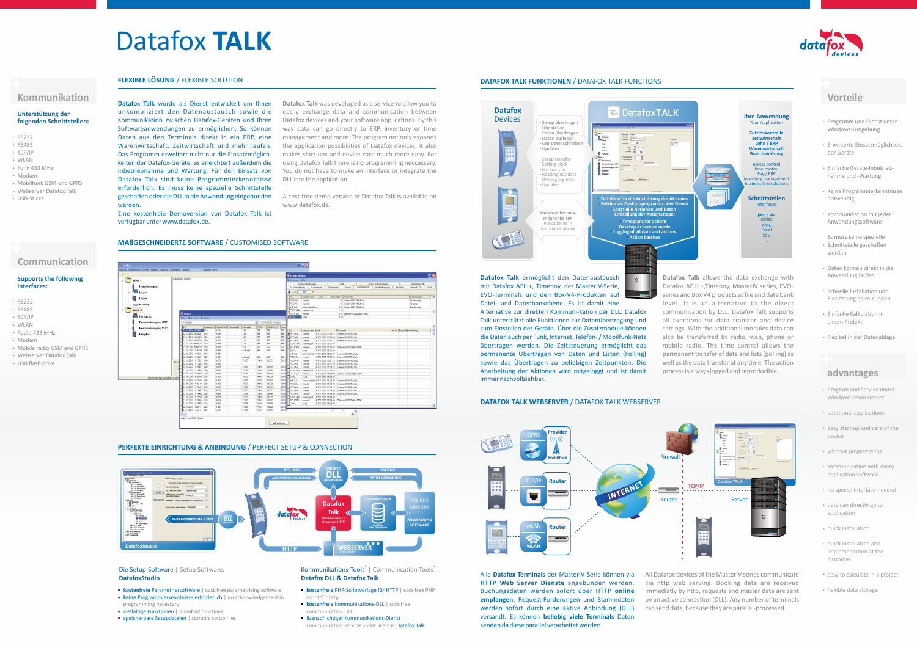# Datafox TALK

## Kommunikation

**Unterstützung der folgenden Schnittstellen:**

- RS232
- RS485
- TCP/IP
- WLAN
- Funk 433 MHz
- Modem
- Mobilfunk GSM und GPRS
- Webserver Datafox Talk
- USB-Sticks

## Communication

**Supports the following interfaces:**

- RS232
- RS485
- TCP/IP
- WLAN
- Radio 433 MHz
- Modem
- Mobile radio GSM and GPRS
- Webserver Datafox Talk
- USB flash drive

## FLEXIBLE LÖSUNG / FLEXIBLE SOLUTION

**Datafox Talk** wurde als Dienst entwickelt um Ihnen unkompliziert den Datenaustausch sowie die Kommunikation zwischen Datafox-Geräten und Ihren Softwareanwendungen zu ermöglichen. So können Daten aus den Terminals direkt in ein ERP, eine Warenwirtschaft, Zeitwirtschaft und mehr laufen. Das Programm erweitert nicht nur die Einsatzmöglichkeiten der Datafox-Geräte, es erleichtert außerdem die Inbetriebnahme und Wartung. Für den Einsatz von Datafox Talk sind keine Programmierkenntnisse erforderlich. Es muss keine spezielle Schnittstelle geschaffen oder die DLL in die Anwendung eingebunden werden.
Eine kostenfreie Demoversion von Datafox Talk ist verfügbar unter www.datafox.de.

**Datafox Talk** was developed as a service to allow you to easily exchange data and communication between Datafox devices and your software applications. By this way data can go directly to ERP, inventory or time management and more. The program not only expands the application possibilities of Datafox devices, it also makes start-ups and device care much more easy. For using Datafox Talk there is no programming necessary. You do not have to make an interface or integrate the DLL into the application.

A cost-free demo version of Datafox Talk is available on www.datafox.de.

## MAßGESCHNEIDERTE SOFTWARE / CUSTOMISED SOFTWARE

## PERFEKTE EINRICHTUNG & ANBINDUNG / PERFECT SETUP & CONNECTION

DatafoxStudio
PARAMETRIERUNG + TEST
DIREKTE DLL ANBINDUNG
POLLING
AUTOMATISCHE ANBINDUNG
POLLING
AKTIVE VERBINDUNG
Datafox Talk
Windowsdienst / Webserver (HTTP)
Datenaustausch
per Datei oder Datenbank
PZE BDE MDE ERP
ANWENDUNG SOFTWARE
HTTP
WEBSERVER PHP-SCRIPT

Die Setup-Software | Setup Software:
**DatafoxStudio**

- **kostenfreie** Parametriersoftware | cost-free parametrizing software
- **keine** Programmierkenntnisse erforderlich | no acknowledgement in programming necessary
- **vielfältige Funktionen** | manifold functions
- **speicherbare Setupdateien** | storable setup files

Kommunikations-Tools* | Communication Tools*:
**Datafox DLL & Datafox Talk**

- **kostenfreie** PHP-Scriptvorlage für HTTP | cost-free PHP script für http
- **kostenfreie** Kommunikations-DLL | cost-free communication DLL
- **lizenzpflichtiger** Kommunikations-Dienst | communication service under licence: Datafox Talk

## DATAFOX TALK FUNKTIONEN / DATAFOX TALK FUNCTIONS

Datafox Devices

- Setup übertragen
- Uhr stellen
- Listen übertragen
- Daten auslesen
- Log-Datei schreiben
- Updates

- Setup transfer
- Setting clock
- List transfer
- Reading out data
- Writing log-files
- Updates

Kommunikations-möglichkeiten
Possibilities in Communications

DatafoxTALK

- Zeitpläne für die Ausführung der Aktionen
- Betrieb als Desktopprogramm oder Dienst
- Loggt alle Aktionen und Daten
- Einstellung der Aktionsstapel

- Timeplans for actions
- Desktop or service mode
- Logging of all data and actions
- Action batches

Ihre Anwendung
Your Application

Zutrittskontrolle
Zeitwirtschaft
Lohn / ERP
Warenwirtschaft
Branchenlösung

access control
time control
Pay / ERP
inventory management
business line solutions

Datenbank
Datei File

Schnittstellen
Interfaces

per | via
ODBC
XML
Excel
CSV
...

**Datafox Talk** ermöglicht den Datenaustausch mit Datafox AEIII+, Timeboy, der MasterIV-Serie, EVO-Terminals und den Box-V4-Produkten auf Datei- und Datenbankebene. Es ist damit eine Alternative zur direkten Kommuni-kation per DLL. Datafox Talk unterstützt alle Funktionen zur Datenübertragung und zum Einstellen der Geräte. Über die Zusatzmodule können die Daten auch per Funk, Internet, Telefon- / Mobilfunk-Netz übertragen werden. Die Zeitsteuerung ermöglicht das permanente Übertragen von Daten und Listen (Polling) sowie das Übertragen zu beliebigen Zeitpunkten. Die Abarbeitung der Aktionen wird mitgeloggt und ist damit immer nachvollziehbar.

**Datafox Talk** allows the data exchange with Datafox AEIII +,Timeboy, MasterIV series, EVO-series and Box V4 products at file and data bank level. It is an alternative to the direct communication by DLL. Datafox Talk supports all functions for data transfer and device settings. With the additional modules data can also be transferred by radio, web, phone or mobile radio. The time control allows the permanent transfer of data and lists (polling) as well as the data transfer at any time. The action process is always logged and reproducible.

## DATAFOX TALK WEBSERVER / DATAFOX TALK WEBSERVER

GPRS
Provider
Mobilfunk
TCP/IP
Router
WLAN
Router
WLAN
INTERNET
Firewall
Router
TCP/IP
Server
Datafox TALK

Alle **Datafox Terminals** der MasterIV Serie können via **HTTP Web Server Dienste** angebunden werden. Buchungsdaten werden sofort über HTTP **online empfangen**, Request-Forderungen und Stammdaten werden sofort durch eine aktive Anbindung (DLL) versandt. Es können **beliebig viele Terminals** Daten senden da diese parallel verarbeitet werden.

All Datafox devices of the MasterIV series communicate via http web serving. Booking data are received immediatly by http, requests and master data are sent by an active connection (DLL). Any number of terminals can send data, because they are parallel-processed.

## Vorteile

- Programm und Dienst unter Windows-Umgebung
- Erweiterte Einsatzmöglichkeit der Geräte
- Einfache Geräte-Inbetrieb-nahme und -Wartung
- Keine Programmierkenntnisse notwendig
- Kommunikation mit jeder Anwendungssoftware
- Es muss keine spezielle Schnittstelle geschaffen werden
- Daten können direkt in die Anwendung laufen
- Schnelle Installation und Einrichtung beim Kunden
- Einfache Kalkulation in einem Projekt
- Flexibel in der Datenablage

## advantages

- Program and service under Windows environment
- additional applications
- easy start-up and care of the device
- without programming
- communication with every application software
- no special interface needed
- data can directly go to application
- quick installation
- quick installation and implementation at the customer
- easy to calculate in a project
- flexible data storage